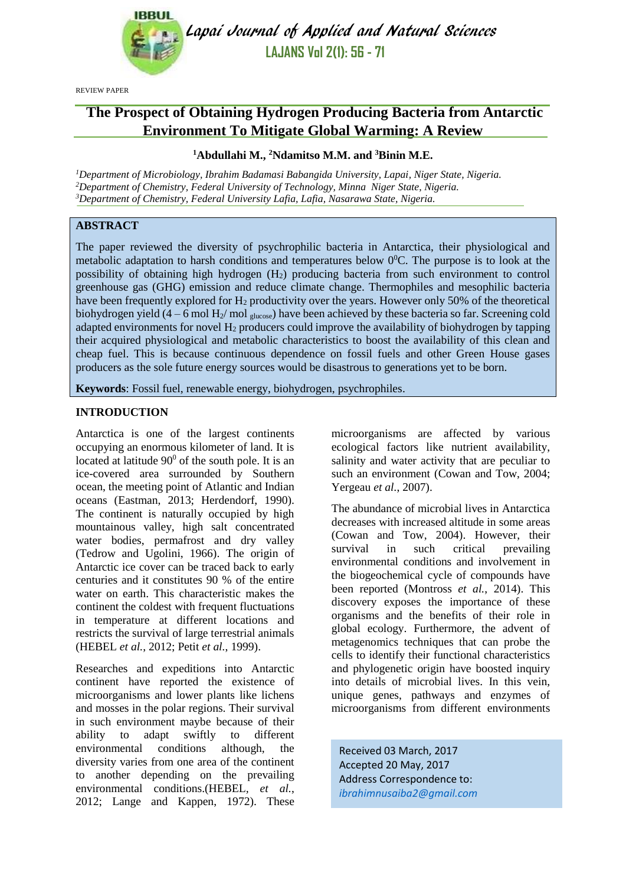REVIEW PAPER

# The Prospect of Obtaining Hydrogen Producing Bacteria from Antarctic Environment To Mitigate Global Warming: A Review

**[1]Abdullahi M., [2]Ndamitso M.M. and [3]Binin M.E.**

*[1]Department of Microbiology, Ibrahim Badamasi Babangida University, Lapai, Niger State, Nigeria.*
*[2]Department of Chemistry, Federal University of Technology, Minna Niger State, Nigeria.*
*[3]Department of Chemistry, Federal University Lafia, Lafia, Nasarawa State, Nigeria.*

## ABSTRACT

The paper reviewed the diversity of psychrophilic bacteria in Antarctica, their physiological and metabolic adaptation to harsh conditions and temperatures below $0^0$C. The purpose is to look at the possibility of obtaining high hydrogen ($H_2$) producing bacteria from such environment to control greenhouse gas (GHG) emission and reduce climate change. Thermophiles and mesophilic bacteria have been frequently explored for $H_2$ productivity over the years. However only 50% of the theoretical biohydrogen yield (4 – 6 mol $H_2$/ mol $_{glucose}$) have been achieved by these bacteria so far. Screening cold adapted environments for novel $H_2$ producers could improve the availability of biohydrogen by tapping their acquired physiological and metabolic characteristics to boost the availability of this clean and cheap fuel. This is because continuous dependence on fossil fuels and other Green House gases producers as the sole future energy sources would be disastrous to generations yet to be born.

**Keywords**: Fossil fuel, renewable energy, biohydrogen, psychrophiles.

## INTRODUCTION

Antarctica is one of the largest continents occupying an enormous kilometer of land. It is located at latitude $90^0$ of the south pole. It is an ice-covered area surrounded by Southern ocean, the meeting point of Atlantic and Indian oceans (Eastman, 2013; Herdendorf, 1990). The continent is naturally occupied by high mountainous valley, high salt concentrated water bodies, permafrost and dry valley (Tedrow and Ugolini, 1966). The origin of Antarctic ice cover can be traced back to early centuries and it constitutes 90 % of the entire water on earth. This characteristic makes the continent the coldest with frequent fluctuations in temperature at different locations and restricts the survival of large terrestrial animals (HEBEL *et al.*, 2012; Petit *et al*., 1999).

Researches and expeditions into Antarctic continent have reported the existence of microorganisms and lower plants like lichens and mosses in the polar regions. Their survival in such environment maybe because of their ability to adapt swiftly to different environmental conditions although, the diversity varies from one area of the continent to another depending on the prevailing environmental conditions.(HEBEL, *et al.*, 2012; Lange and Kappen, 1972). These microorganisms are affected by various ecological factors like nutrient availability, salinity and water activity that are peculiar to such an environment (Cowan and Tow, 2004; Yergeau *et al.*, 2007).

The abundance of microbial lives in Antarctica decreases with increased altitude in some areas (Cowan and Tow, 2004). However, their survival in such critical prevailing environmental conditions and involvement in the biogeochemical cycle of compounds have been reported (Montross *et al.*, 2014). This discovery exposes the importance of these organisms and the benefits of their role in global ecology. Furthermore, the advent of metagenomics techniques that can probe the cells to identify their functional characteristics and phylogenetic origin have boosted inquiry into details of microbial lives. In this vein, unique genes, pathways and enzymes of microorganisms from different environments

Received 03 March, 2017
Accepted 20 May, 2017
Address Correspondence to:
*ibrahimnusaiba2@gmail.com*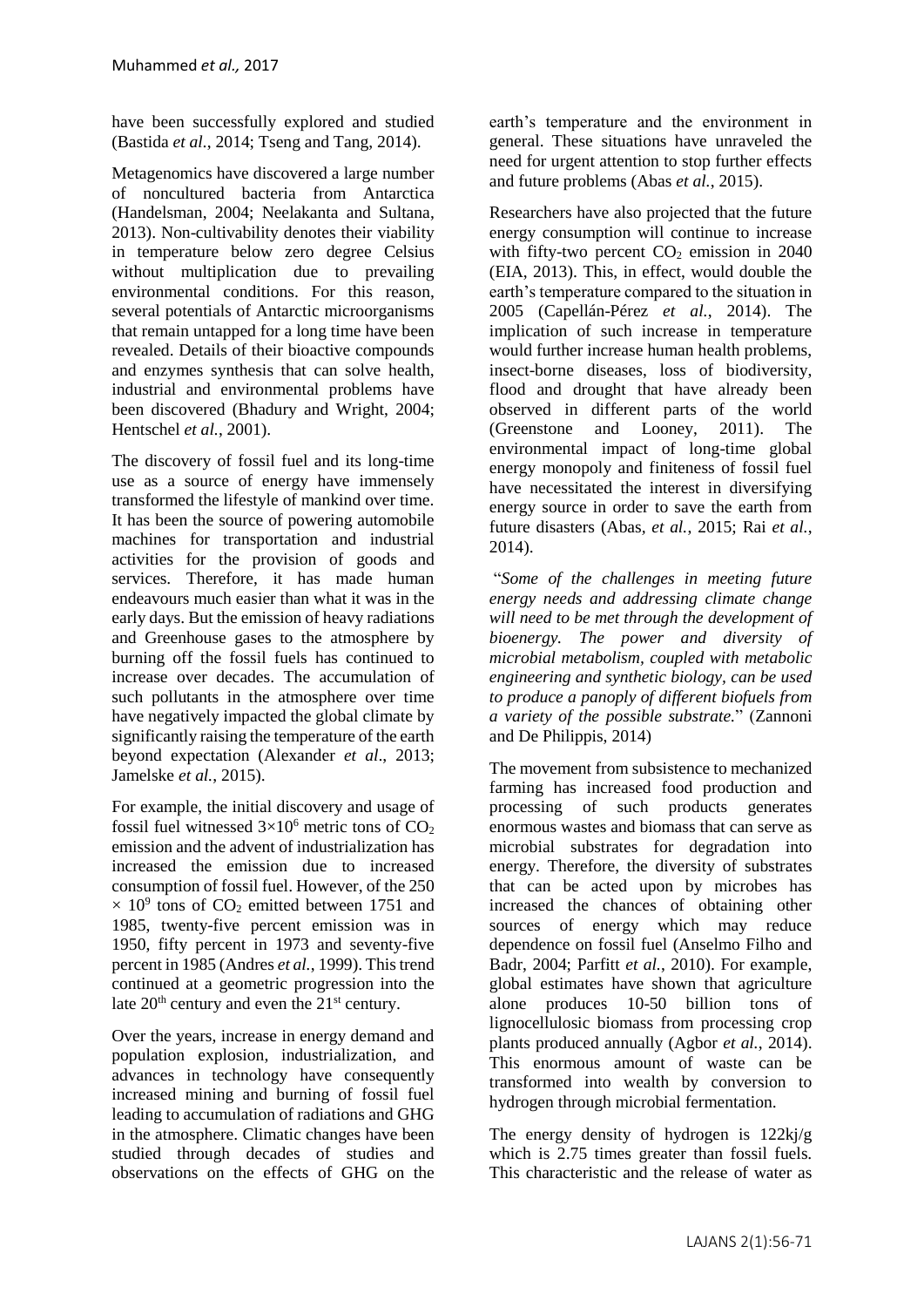have been successfully explored and studied (Bastida *et al.*, 2014; Tseng and Tang, 2014).

Metagenomics have discovered a large number of noncultured bacteria from Antarctica (Handelsman, 2004; Neelakanta and Sultana, 2013). Non-cultivability denotes their viability in temperature below zero degree Celsius without multiplication due to prevailing environmental conditions. For this reason, several potentials of Antarctic microorganisms that remain untapped for a long time have been revealed. Details of their bioactive compounds and enzymes synthesis that can solve health, industrial and environmental problems have been discovered (Bhadury and Wright, 2004; Hentschel *et al.*, 2001).

The discovery of fossil fuel and its long-time use as a source of energy have immensely transformed the lifestyle of mankind over time. It has been the source of powering automobile machines for transportation and industrial activities for the provision of goods and services. Therefore, it has made human endeavours much easier than what it was in the early days. But the emission of heavy radiations and Greenhouse gases to the atmosphere by burning off the fossil fuels has continued to increase over decades. The accumulation of such pollutants in the atmosphere over time have negatively impacted the global climate by significantly raising the temperature of the earth beyond expectation (Alexander *et al*., 2013; Jamelske *et al.*, 2015).

For example, the initial discovery and usage of fossil fuel witnessed $3\times10^6$ metric tons of $CO_2$ emission and the advent of industrialization has increased the emission due to increased consumption of fossil fuel. However, of the 250 $\times$ $10^9$ tons of $CO_2$ emitted between 1751 and 1985, twenty-five percent emission was in 1950, fifty percent in 1973 and seventy-five percent in 1985 (Andres *et al.*, 1999). This trend continued at a geometric progression into the late $20^{th}$ century and even the $21^{st}$ century.

Over the years, increase in energy demand and population explosion, industrialization, and advances in technology have consequently increased mining and burning of fossil fuel leading to accumulation of radiations and GHG in the atmosphere. Climatic changes have been studied through decades of studies and observations on the effects of GHG on the earth's temperature and the environment in general. These situations have unraveled the need for urgent attention to stop further effects and future problems (Abas *et al.*, 2015).

Researchers have also projected that the future energy consumption will continue to increase with fifty-two percent $CO_2$ emission in 2040 (EIA, 2013). This, in effect, would double the earth's temperature compared to the situation in 2005 (Capellán-Pérez *et al.*, 2014). The implication of such increase in temperature would further increase human health problems, insect-borne diseases, loss of biodiversity, flood and drought that have already been observed in different parts of the world (Greenstone and Looney, 2011). The environmental impact of long-time global energy monopoly and finiteness of fossil fuel have necessitated the interest in diversifying energy source in order to save the earth from future disasters (Abas, *et al.*, 2015; Rai *et al.*, 2014).

"*Some of the challenges in meeting future energy needs and addressing climate change will need to be met through the development of bioenergy. The power and diversity of microbial metabolism, coupled with metabolic engineering and synthetic biology, can be used to produce a panoply of different biofuels from a variety of the possible substrate.*" (Zannoni and De Philippis, 2014)

The movement from subsistence to mechanized farming has increased food production and processing of such products generates enormous wastes and biomass that can serve as microbial substrates for degradation into energy. Therefore, the diversity of substrates that can be acted upon by microbes has increased the chances of obtaining other sources of energy which may reduce dependence on fossil fuel (Anselmo Filho and Badr, 2004; Parfitt *et al.*, 2010). For example, global estimates have shown that agriculture alone produces 10-50 billion tons of lignocellulosic biomass from processing crop plants produced annually (Agbor *et al.*, 2014). This enormous amount of waste can be transformed into wealth by conversion to hydrogen through microbial fermentation.

The energy density of hydrogen is 122kj/g which is 2.75 times greater than fossil fuels. This characteristic and the release of water as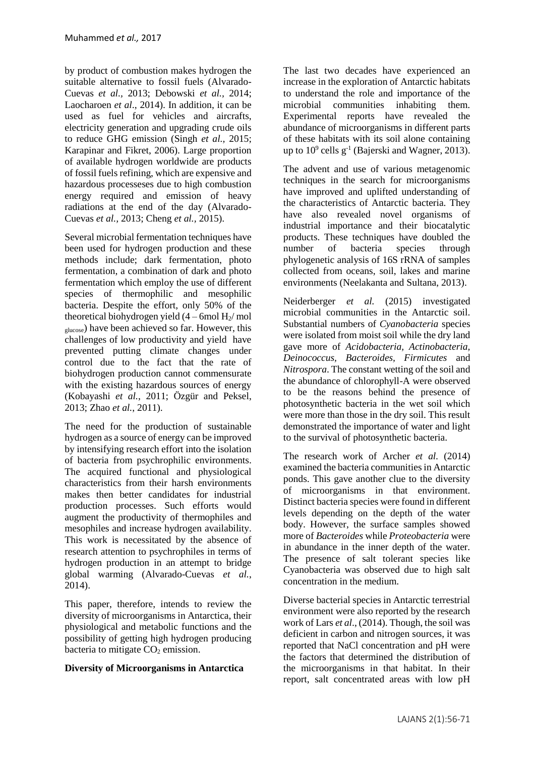by product of combustion makes hydrogen the suitable alternative to fossil fuels (Alvarado-Cuevas *et al.,* 2013; Debowski *et al.,* 2014; Laocharoen *et al*., 2014). In addition, it can be used as fuel for vehicles and aircrafts, electricity generation and upgrading crude oils to reduce GHG emission (Singh *et al.,* 2015; Karapinar and Fikret, 2006). Large proportion of available hydrogen worldwide are products of fossil fuels refining, which are expensive and hazardous processeses due to high combustion energy required and emission of heavy radiations at the end of the day (Alvarado-Cuevas *et al.,* 2013; Cheng *et al.,* 2015).

Several microbial fermentation techniques have been used for hydrogen production and these methods include; dark fermentation, photo fermentation, a combination of dark and photo fermentation which employ the use of different species of thermophilic and mesophilic bacteria. Despite the effort, only 50% of the theoretical biohydrogen yield (4 – 6mol $H_2$/ mol $_{glucose}$) have been achieved so far. However, this challenges of low productivity and yield have prevented putting climate changes under control due to the fact that the rate of biohydrogen production cannot commensurate with the existing hazardous sources of energy (Kobayashi *et al.,* 2011; Özgür and Peksel, 2013; Zhao *et al.,* 2011).

The need for the production of sustainable hydrogen as a source of energy can be improved by intensifying research effort into the isolation of bacteria from psychrophilic environments. The acquired functional and physiological characteristics from their harsh environments makes then better candidates for industrial production processes. Such efforts would augment the productivity of thermophiles and mesophiles and increase hydrogen availability. This work is necessitated by the absence of research attention to psychrophiles in terms of hydrogen production in an attempt to bridge global warming (Alvarado-Cuevas *et al.*, 2014).

This paper, therefore, intends to review the diversity of microorganisms in Antarctica, their physiological and metabolic functions and the possibility of getting high hydrogen producing bacteria to mitigate $CO_2$ emission.

**Diversity of Microorganisms in Antarctica**

The last two decades have experienced an increase in the exploration of Antarctic habitats to understand the role and importance of the microbial communities inhabiting them. Experimental reports have revealed the abundance of microorganisms in different parts of these habitats with its soil alone containing up to $10^9$ cells $g^{-1}$ (Bajerski and Wagner, 2013).

The advent and use of various metagenomic techniques in the search for microorganisms have improved and uplifted understanding of the characteristics of Antarctic bacteria. They have also revealed novel organisms of industrial importance and their biocatalytic products. These techniques have doubled the number of bacteria species through phylogenetic analysis of 16S rRNA of samples collected from oceans, soil, lakes and marine environments (Neelakanta and Sultana, 2013).

Neiderberger *et al.* (2015) investigated microbial communities in the Antarctic soil. Substantial numbers of *Cyanobacteria* species were isolated from moist soil while the dry land gave more of *Acidobacteria, Actinobacteria, Deinococcus, Bacteroides, Firmicutes* and *Nitrospora*. The constant wetting of the soil and the abundance of chlorophyll-A were observed to be the reasons behind the presence of photosynthetic bacteria in the wet soil which were more than those in the dry soil. This result demonstrated the importance of water and light to the survival of photosynthetic bacteria.

The research work of Archer *et al.* (2014) examined the bacteria communities in Antarctic ponds. This gave another clue to the diversity of microorganisms in that environment. Distinct bacteria species were found in different levels depending on the depth of the water body. However, the surface samples showed more of *Bacteroides* while *Proteobacteria* were in abundance in the inner depth of the water. The presence of salt tolerant species like Cyanobacteria was observed due to high salt concentration in the medium.

Diverse bacterial species in Antarctic terrestrial environment were also reported by the research work of Lars *et al*., (2014). Though, the soil was deficient in carbon and nitrogen sources, it was reported that NaCl concentration and pH were the factors that determined the distribution of the microorganisms in that habitat. In their report, salt concentrated areas with low pH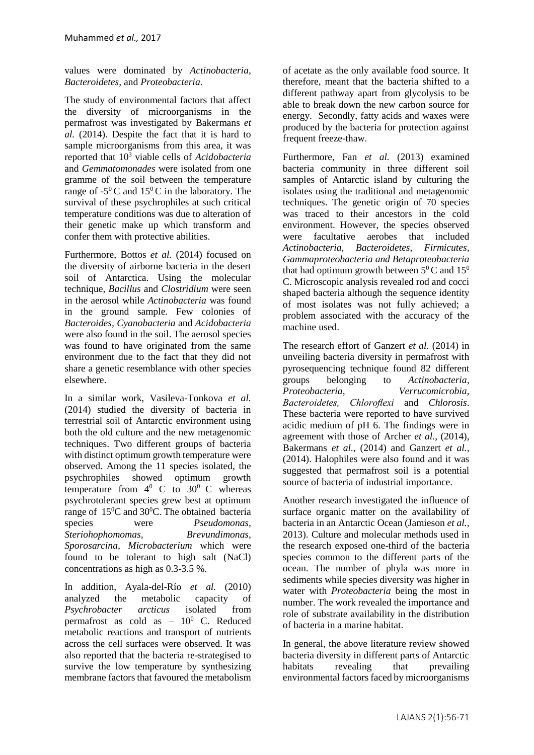values were dominated by *Actinobacteria*, *Bacteroidetes*, and *Proteobacteria*.

The study of environmental factors that affect the diversity of microorganisms in the permafrost was investigated by Bakermans *et al.* (2014). Despite the fact that it is hard to sample microorganisms from this area, it was reported that $10^3$ viable cells of *Acidobacteria* and *Gemmatomonades* were isolated from one gramme of the soil between the temperature range of $-5^0$ C and $15^0$ C in the laboratory. The survival of these psychrophiles at such critical temperature conditions was due to alteration of their genetic make up which transform and confer them with protective abilities.

Furthermore, Bottos *et al.* (2014) focused on the diversity of airborne bacteria in the desert soil of Antarctica. Using the molecular technique, *Bacillus* and *Clostridium* were seen in the aerosol while *Actinobacteria* was found in the ground sample. Few colonies of *Bacteroides, Cyanobacteria* and *Acidobacteria* were also found in the soil. The aerosol species was found to have originated from the same environment due to the fact that they did not share a genetic resemblance with other species elsewhere.

In a similar work, Vasileva-Tonkova *et al.* (2014) studied the diversity of bacteria in terrestrial soil of Antarctic environment using both the old culture and the new metagenomic techniques. Two different groups of bacteria with distinct optimum growth temperature were observed. Among the 11 species isolated, the psychrophiles showed optimum growth temperature from $4^0$ C to $30^0$ C whereas psychrotolerant species grew best at optimum range of $15^0$C and $30^0$C. The obtained bacteria species were *Pseudomonas*, *Steriohophomomas*, *Brevundimonas*, *Sporosarcina*, *Microbacterium* which were found to be tolerant to high salt (NaCl) concentrations as high as 0.3-3.5 %.

In addition, Ayala-del-Río *et al.* (2010) analyzed the metabolic capacity of *Psychrobacter arcticus* isolated from permafrost as cold as – $10^0$ C. Reduced metabolic reactions and transport of nutrients across the cell surfaces were observed. It was also reported that the bacteria re-strategised to survive the low temperature by synthesizing membrane factors that favoured the metabolism of acetate as the only available food source. It therefore, meant that the bacteria shifted to a different pathway apart from glycolysis to be able to break down the new carbon source for energy. Secondly, fatty acids and waxes were produced by the bacteria for protection against frequent freeze-thaw.

Furthermore, Fan *et al.* (2013) examined bacteria community in three different soil samples of Antarctic island by culturing the isolates using the traditional and metagenomic techniques. The genetic origin of 70 species was traced to their ancestors in the cold environment. However, the species observed were facultative aerobes that included *Actinobacteria, Bacteroidetes, Firmicutes, Gammaproteobacteria and Betaproteobacteria* that had optimum growth between $5^0$ C and $15^0$ C. Microscopic analysis revealed rod and cocci shaped bacteria although the sequence identity of most isolates was not fully achieved; a problem associated with the accuracy of the machine used.

The research effort of Ganzert *et al.* (2014) in unveiling bacteria diversity in permafrost with pyrosequencing technique found 82 different groups belonging to *Actinobacteria, Proteobacteria, Verrucomicrobia, Bacteroidetes, Chloroflexi* and *Chlorosis*. These bacteria were reported to have survived acidic medium of pH 6. The findings were in agreement with those of Archer *et al.*, (2014), Bakermans *et al.*, (2014) and Ganzert *et al.*, (2014). Halophiles were also found and it was suggested that permafrost soil is a potential source of bacteria of industrial importance.

Another research investigated the influence of surface organic matter on the availability of bacteria in an Antarctic Ocean (Jamieson *et al.*, 2013). Culture and molecular methods used in the research exposed one-third of the bacteria species common to the different parts of the ocean. The number of phyla was more in sediments while species diversity was higher in water with *Proteobacteria* being the most in number. The work revealed the importance and role of substrate availability in the distribution of bacteria in a marine habitat.

In general, the above literature review showed bacteria diversity in different parts of Antarctic habitats revealing that prevailing environmental factors faced by microorganisms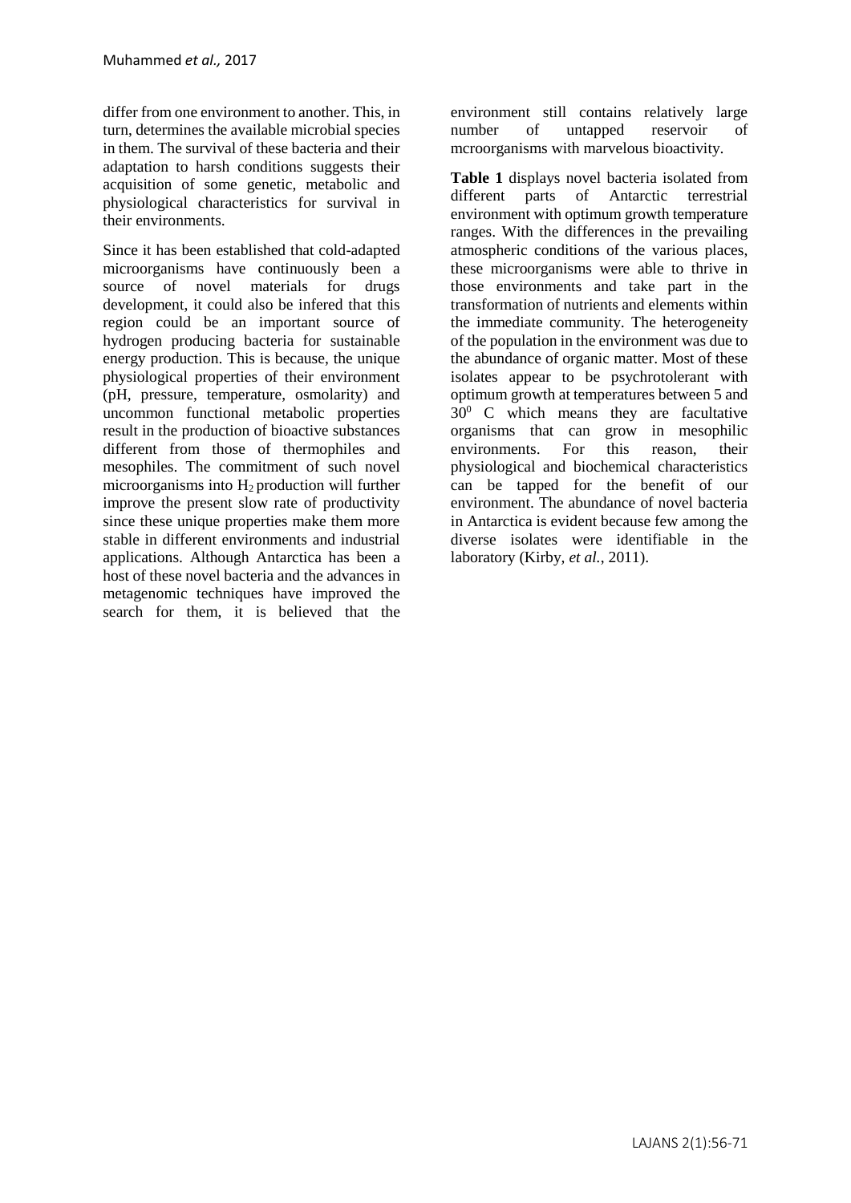differ from one environment to another. This, in turn, determines the available microbial species in them. The survival of these bacteria and their adaptation to harsh conditions suggests their acquisition of some genetic, metabolic and physiological characteristics for survival in their environments.

Since it has been established that cold-adapted microorganisms have continuously been a source of novel materials for drugs development, it could also be infered that this region could be an important source of hydrogen producing bacteria for sustainable energy production. This is because, the unique physiological properties of their environment (pH, pressure, temperature, osmolarity) and uncommon functional metabolic properties result in the production of bioactive substances different from those of thermophiles and mesophiles. The commitment of such novel microorganisms into $H_2$ production will further improve the present slow rate of productivity since these unique properties make them more stable in different environments and industrial applications. Although Antarctica has been a host of these novel bacteria and the advances in metagenomic techniques have improved the search for them, it is believed that the environment still contains relatively large number of untapped reservoir of mcroorganisms with marvelous bioactivity.

**Table 1** displays novel bacteria isolated from different parts of Antarctic terrestrial environment with optimum growth temperature ranges. With the differences in the prevailing atmospheric conditions of the various places, these microorganisms were able to thrive in those environments and take part in the transformation of nutrients and elements within the immediate community. The heterogeneity of the population in the environment was due to the abundance of organic matter. Most of these isolates appear to be psychrotolerant with optimum growth at temperatures between 5 and $30^0$ C which means they are facultative organisms that can grow in mesophilic environments. For this reason, their physiological and biochemical characteristics can be tapped for the benefit of our environment. The abundance of novel bacteria in Antarctica is evident because few among the diverse isolates were identifiable in the laboratory (Kirby, *et al.*, 2011).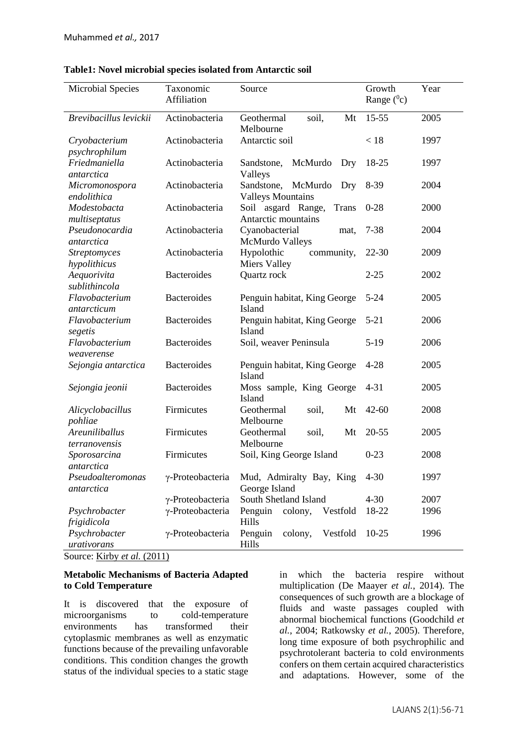**Table1: Novel microbial species isolated from Antarctic soil**

| Microbial Species | Taxonomic Affiliation | Source | Growth Range ($^0$c) | Year |
|---|---|---|---|---|
| *Brevibacillus levickii* | Actinobacteria | Geothermal soil, Mt Melbourne | 15-55 | 2005 |
| *Cryobacterium psychrophilum* | Actinobacteria | Antarctic soil | < 18 | 1997 |
| *Friedmaniella antarctica* | Actinobacteria | Sandstone, McMurdo Dry Valleys | 18-25 | 1997 |
| *Micromonospora endolithica* | Actinobacteria | Sandstone, McMurdo Dry Valleys Mountains | 8-39 | 2004 |
| *Modestobacta multiseptatus* | Actinobacteria | Soil asgard Range, Trans Antarctic mountains | 0-28 | 2000 |
| *Pseudonocardia antarctica* | Actinobacteria | Cyanobacterial mat, McMurdo Valleys | 7-38 | 2004 |
| *Streptomyces hypolithicus* | Actinobacteria | Hypolothic community, Miers Valley | 22-30 | 2009 |
| *Aequorivita sublithincola* | Bacteroides | Quartz rock | 2-25 | 2002 |
| *Flavobacterium antarcticum* | Bacteroides | Penguin habitat, King George Island | 5-24 | 2005 |
| *Flavobacterium segetis* | Bacteroides | Penguin habitat, King George Island | 5-21 | 2006 |
| *Flavobacterium weaverense* | Bacteroides | Soil, weaver Peninsula | 5-19 | 2006 |
| *Sejongia antarctica* | Bacteroides | Penguin habitat, King George Island | 4-28 | 2005 |
| *Sejongia jeonii* | Bacteroides | Moss sample, King George Island | 4-31 | 2005 |
| *Alicyclobacillus pohliae* | Firmicutes | Geothermal soil, Mt Melbourne | 42-60 | 2008 |
| *Areuniliballus terranovensis* | Firmicutes | Geothermal soil, Mt Melbourne | 20-55 | 2005 |
| *Sporosarcina antarctica* | Firmicutes | Soil, King George Island | 0-23 | 2008 |
| *Pseudoalteromonas antarctica* | γ-Proteobacteria | Mud, Admiralty Bay, King George Island | 4-30 | 1997 |
| | γ-Proteobacteria | South Shetland Island | 4-30 | 2007 |
| *Psychrobacter frigidicola* | γ-Proteobacteria | Penguin colony, Vestfold Hills | 18-22 | 1996 |
| *Psychrobacter urativorans* | γ-Proteobacteria | Penguin colony, Vestfold Hills | 10-25 | 1996 |

Source: Kirby *et al.* (2011)

**Metabolic Mechanisms of Bacteria Adapted to Cold Temperature**

It is discovered that the exposure of microorganisms to cold-temperature environments has transformed their cytoplasmic membranes as well as enzymatic functions because of the prevailing unfavorable conditions. This condition changes the growth status of the individual species to a static stage in which the bacteria respire without multiplication (De Maayer *et al.*, 2014). The consequences of such growth are a blockage of fluids and waste passages coupled with abnormal biochemical functions (Goodchild *et al.*, 2004; Ratkowsky *et al.*, 2005). Therefore, long time exposure of both psychrophilic and psychrotolerant bacteria to cold environments confers on them certain acquired characteristics and adaptations. However, some of the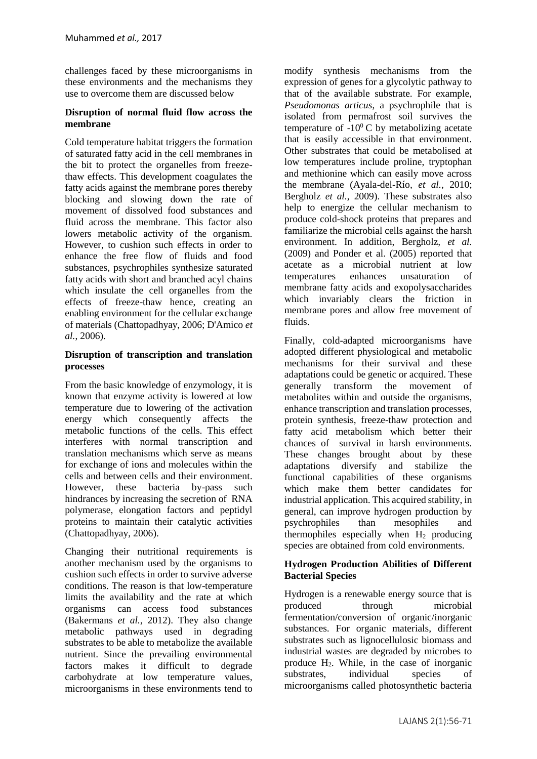challenges faced by these microorganisms in these environments and the mechanisms they use to overcome them are discussed below

### Disruption of normal fluid flow across the membrane

Cold temperature habitat triggers the formation of saturated fatty acid in the cell membranes in the bit to protect the organelles from freeze-thaw effects. This development coagulates the fatty acids against the membrane pores thereby blocking and slowing down the rate of movement of dissolved food substances and fluid across the membrane. This factor also lowers metabolic activity of the organism. However, to cushion such effects in order to enhance the free flow of fluids and food substances, psychrophiles synthesize saturated fatty acids with short and branched acyl chains which insulate the cell organelles from the effects of freeze-thaw hence, creating an enabling environment for the cellular exchange of materials (Chattopadhyay, 2006; D'Amico *et al.*, 2006).

### Disruption of transcription and translation processes

From the basic knowledge of enzymology, it is known that enzyme activity is lowered at low temperature due to lowering of the activation energy which consequently affects the metabolic functions of the cells. This effect interferes with normal transcription and translation mechanisms which serve as means for exchange of ions and molecules within the cells and between cells and their environment. However, these bacteria by-pass such hindrances by increasing the secretion of RNA polymerase, elongation factors and peptidyl proteins to maintain their catalytic activities (Chattopadhyay, 2006).

Changing their nutritional requirements is another mechanism used by the organisms to cushion such effects in order to survive adverse conditions. The reason is that low-temperature limits the availability and the rate at which organisms can access food substances (Bakermans *et al.*, 2012). They also change metabolic pathways used in degrading substrates to be able to metabolize the available nutrient. Since the prevailing environmental factors makes it difficult to degrade carbohydrate at low temperature values, microorganisms in these environments tend to modify synthesis mechanisms from the expression of genes for a glycolytic pathway to that of the available substrate. For example, *Pseudomonas articus*, a psychrophile that is isolated from permafrost soil survives the temperature of $-10^{0}$ C by metabolizing acetate that is easily accessible in that environment. Other substrates that could be metabolised at low temperatures include proline, tryptophan and methionine which can easily move across the membrane (Ayala-del-Río, *et al.*, 2010; Bergholz *et al.*, 2009). These substrates also help to energize the cellular mechanism to produce cold-shock proteins that prepares and familiarize the microbial cells against the harsh environment. In addition, Bergholz, *et al.* (2009) and Ponder et al. (2005) reported that acetate as a microbial nutrient at low temperatures enhances unsaturation of membrane fatty acids and exopolysaccharides which invariably clears the friction in membrane pores and allow free movement of fluids.

Finally, cold-adapted microorganisms have adopted different physiological and metabolic mechanisms for their survival and these adaptations could be genetic or acquired. These generally transform the movement of metabolites within and outside the organisms, enhance transcription and translation processes, protein synthesis, freeze-thaw protection and fatty acid metabolism which better their chances of survival in harsh environments. These changes brought about by these adaptations diversify and stabilize the functional capabilities of these organisms which make them better candidates for industrial application. This acquired stability, in general, can improve hydrogen production by psychrophiles than mesophiles and thermophiles especially when $H_2$ producing species are obtained from cold environments.

## Hydrogen Production Abilities of Different Bacterial Species

Hydrogen is a renewable energy source that is produced through microbial fermentation/conversion of organic/inorganic substances. For organic materials, different substrates such as lignocellulosic biomass and industrial wastes are degraded by microbes to produce $H_2$. While, in the case of inorganic substrates, individual species of microorganisms called photosynthetic bacteria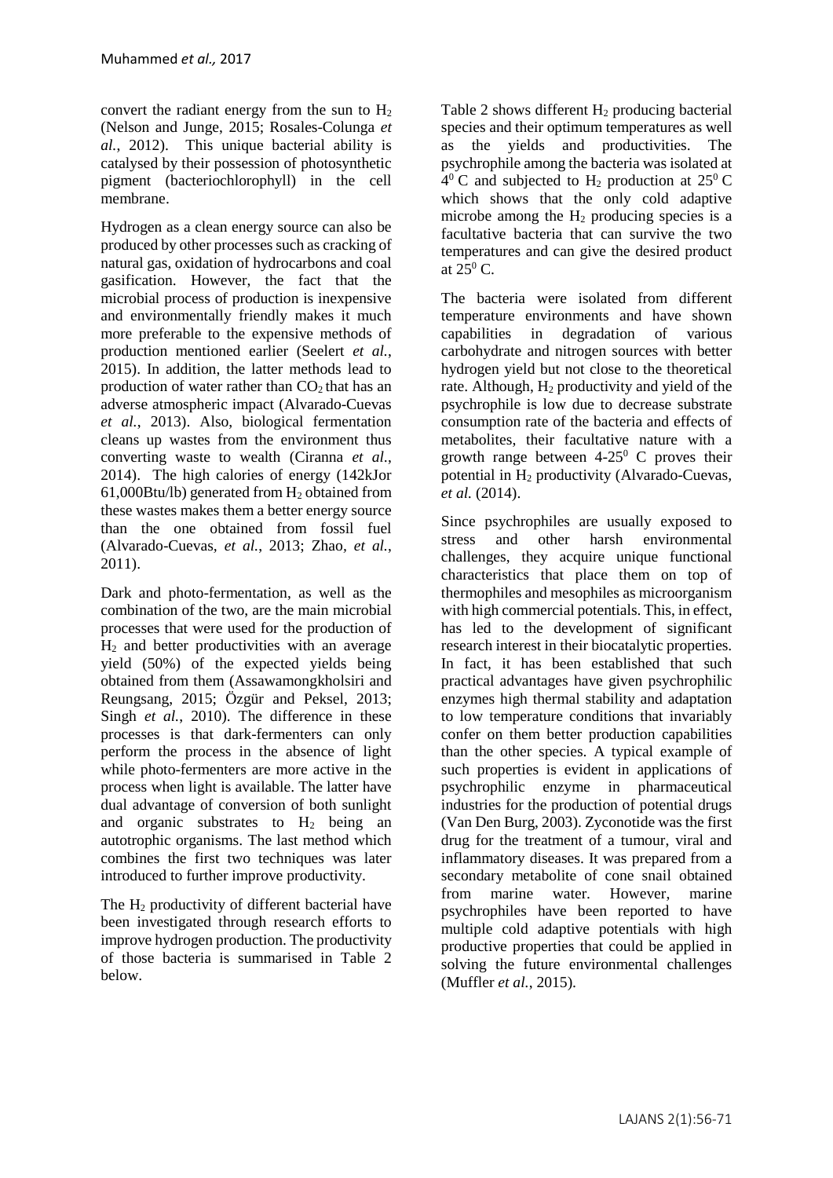convert the radiant energy from the sun to $H_2$ (Nelson and Junge, 2015; Rosales-Colunga *et al.*, 2012). This unique bacterial ability is catalysed by their possession of photosynthetic pigment (bacteriochlorophyll) in the cell membrane.

Hydrogen as a clean energy source can also be produced by other processes such as cracking of natural gas, oxidation of hydrocarbons and coal gasification. However, the fact that the microbial process of production is inexpensive and environmentally friendly makes it much more preferable to the expensive methods of production mentioned earlier (Seelert *et al.*, 2015). In addition, the latter methods lead to production of water rather than $CO_2$ that has an adverse atmospheric impact (Alvarado-Cuevas *et al.*, 2013). Also, biological fermentation cleans up wastes from the environment thus converting waste to wealth (Ciranna *et al.*, 2014). The high calories of energy (142kJor 61,000Btu/lb) generated from $H_2$ obtained from these wastes makes them a better energy source than the one obtained from fossil fuel (Alvarado-Cuevas, *et al.*, 2013; Zhao, *et al.*, 2011).

Dark and photo-fermentation, as well as the combination of the two, are the main microbial processes that were used for the production of $H_2$ and better productivities with an average yield (50%) of the expected yields being obtained from them (Assawamongkholsiri and Reungsang, 2015; Özgür and Peksel, 2013; Singh *et al.*, 2010). The difference in these processes is that dark-fermenters can only perform the process in the absence of light while photo-fermenters are more active in the process when light is available. The latter have dual advantage of conversion of both sunlight and organic substrates to $H_2$ being an autotrophic organisms. The last method which combines the first two techniques was later introduced to further improve productivity.

The $H_2$ productivity of different bacterial have been investigated through research efforts to improve hydrogen production. The productivity of those bacteria is summarised in Table 2 below.

Table 2 shows different $H_2$ producing bacterial species and their optimum temperatures as well as the yields and productivities. The psychrophile among the bacteria was isolated at $4^0$ C and subjected to $H_2$ production at $25^0$ C which shows that the only cold adaptive microbe among the $H_2$ producing species is a facultative bacteria that can survive the two temperatures and can give the desired product at $25^0$ C.

The bacteria were isolated from different temperature environments and have shown capabilities in degradation of various carbohydrate and nitrogen sources with better hydrogen yield but not close to the theoretical rate. Although, $H_2$ productivity and yield of the psychrophile is low due to decrease substrate consumption rate of the bacteria and effects of metabolites, their facultative nature with a growth range between 4-$25^0$ C proves their potential in $H_2$ productivity (Alvarado-Cuevas, *et al.* (2014).

Since psychrophiles are usually exposed to stress and other harsh environmental challenges, they acquire unique functional characteristics that place them on top of thermophiles and mesophiles as microorganism with high commercial potentials. This, in effect, has led to the development of significant research interest in their biocatalytic properties. In fact, it has been established that such practical advantages have given psychrophilic enzymes high thermal stability and adaptation to low temperature conditions that invariably confer on them better production capabilities than the other species. A typical example of such properties is evident in applications of psychrophilic enzyme in pharmaceutical industries for the production of potential drugs (Van Den Burg, 2003). Zyconotide was the first drug for the treatment of a tumour, viral and inflammatory diseases. It was prepared from a secondary metabolite of cone snail obtained from marine water. However, marine psychrophiles have been reported to have multiple cold adaptive potentials with high productive properties that could be applied in solving the future environmental challenges (Muffler *et al.*, 2015).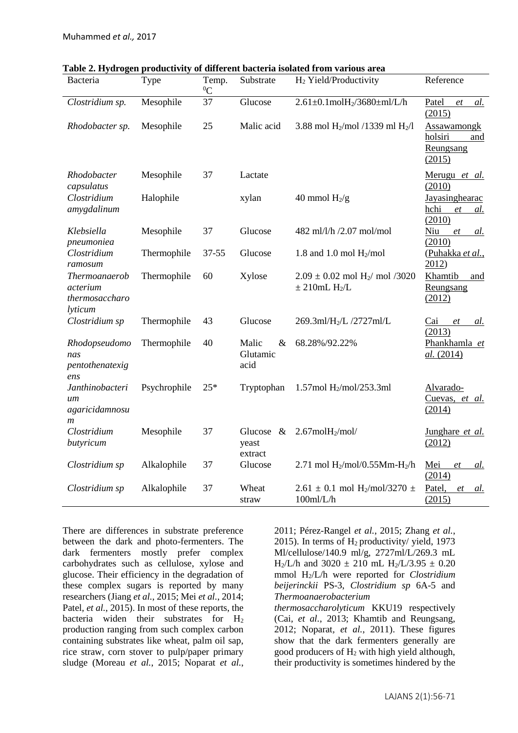**Table 2. Hydrogen productivity of different bacteria isolated from various area**

| Bacteria | Type | Temp. $^0C$ | Substrate | $H_2$ Yield/Productivity | Reference |
|---|---|---|---|---|---|
| *Clostridium sp.* | Mesophile | 37 | Glucose | 2.61±0.1mol$H_2$/3680±ml/L/h | Patel *et al.* (2015) |
| *Rhodobacter sp.* | Mesophile | 25 | Malic acid | 3.88 mol $H_2$/mol /1339 ml $H_2$/l | Assawamongkholsiri and Reungsang (2015) |
| *Rhodobacter capsulatus* | Mesophile | 37 | Lactate | | Merugu *et al.* (2010) |
| *Clostridium amygdalinum* | Halophile | | xylan | 40 mmol $H_2$/g | Jayasinghearachchi *et al.* (2010) |
| *Klebsiella pneumoniea* | Mesophile | 37 | Glucose | 482 ml/l/h /2.07 mol/mol | Niu *et al.* (2010) |
| *Clostridium ramosum* | Thermophile | 37-55 | Glucose | 1.8 and 1.0 mol $H_2$/mol | (Puhakka *et al.*, 2012) |
| *Thermoanaerobacterium thermosaccharolyticum* | Thermophile | 60 | Xylose | 2.09 ± 0.02 mol $H_2$/ mol /3020 ± 210mL $H_2$/L | Khamtib and Reungsang (2012) |
| *Clostridium sp* | Thermophile | 43 | Glucose | 269.3ml/$H_2$/L /2727ml/L | Cai *et al.* (2013) |
| *Rhodopseudomonas pentothenatexigens* | Thermophile | 40 | Malic & Glutamic acid | 68.28%/92.22% | Phankhamla *et al.* (2014) |
| *Janthinobacterium agaricidamnosum* | Psychrophile | 25* | Tryptophan | 1.57mol $H_2$/mol/253.3ml | Alvarado-Cuevas, *et al.* (2014) |
| *Clostridium butyricum* | Mesophile | 37 | Glucose & yeast extract | 2.67mol$H_2$/mol/ | Junghare *et al.* (2012) |
| *Clostridium sp* | Alkalophile | 37 | Glucose | 2.71 mol $H_2$/mol/0.55Mm-$H_2$/h | Mei *et al.* (2014) |
| *Clostridium sp* | Alkalophile | 37 | Wheat straw | 2.61 ± 0.1 mol $H_2$/mol/3270 ± 100ml/L/h | Patel, *et al.* (2015) |

There are differences in substrate preference between the dark and photo-fermenters. The dark fermenters mostly prefer complex carbohydrates such as cellulose, xylose and glucose. Their efficiency in the degradation of these complex sugars is reported by many researchers (Jiang *et al.*, 2015; Mei *et al.*, 2014; Patel, *et al.*, 2015). In most of these reports, the bacteria widen their substrates for $H_2$ production ranging from such complex carbon containing substrates like wheat, palm oil sap, rice straw, corn stover to pulp/paper primary sludge (Moreau *et al.*, 2015; Noparat *et al.*, 2011; Pérez-Rangel *et al.*, 2015; Zhang *et al.*, 2015). In terms of $H_2$ productivity/ yield, 1973 Ml/cellulose/140.9 ml/g, 2727ml/L/269.3 mL $H_2$/L/h and 3020 ± 210 mL $H_2$/L/3.95 ± 0.20 mmol $H_2$/L/h were reported for *Clostridium beijerinckii* PS-3, *Clostridium sp* 6A-5 and *Thermoanaerobacterium thermosaccharolyticum* KKU19 respectively (Cai, *et al.*, 2013; Khamtib and Reungsang, 2012; Noparat, *et al.*, 2011). These figures show that the dark fermenters generally are good producers of $H_2$ with high yield although, their productivity is sometimes hindered by the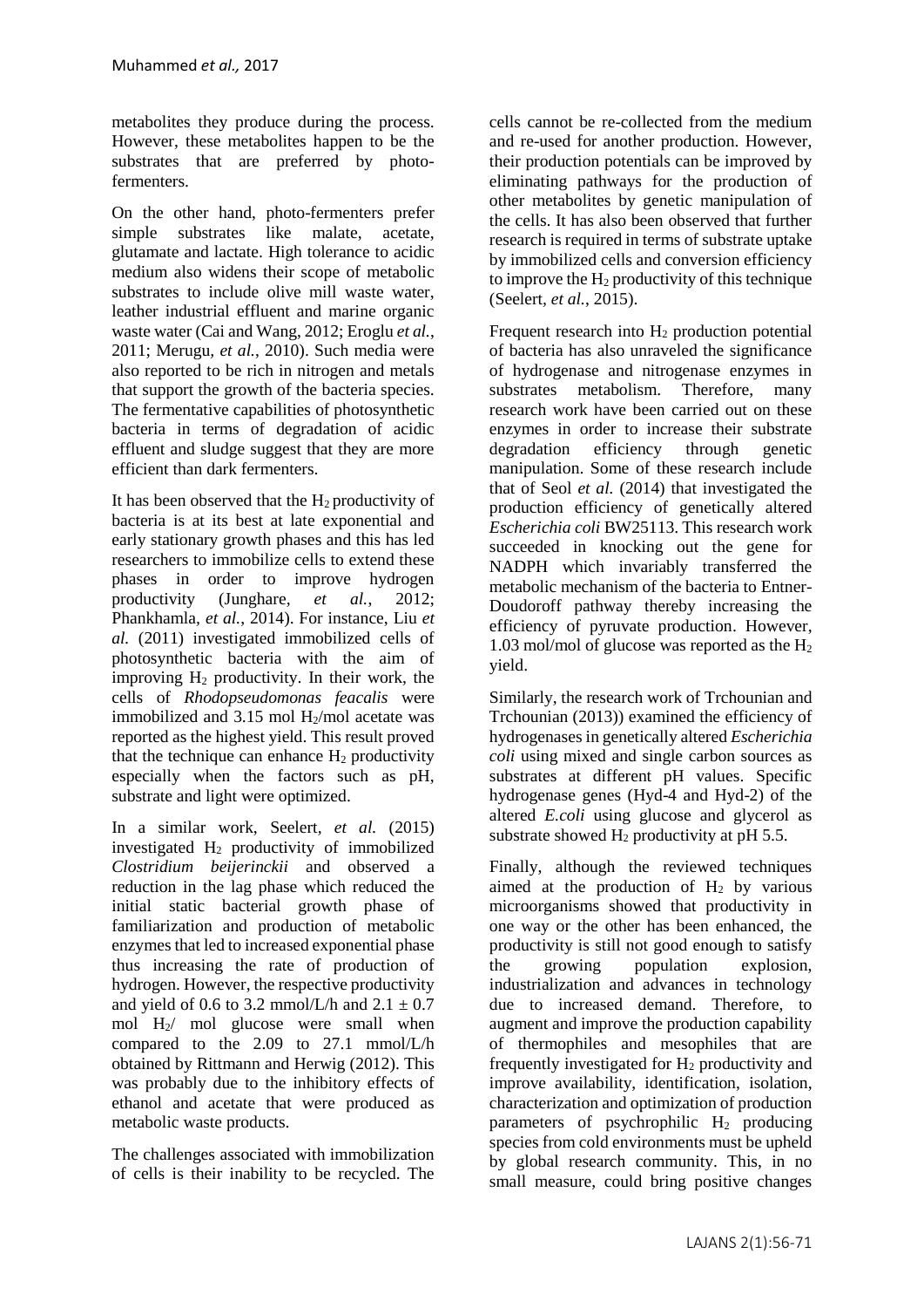metabolites they produce during the process. However, these metabolites happen to be the substrates that are preferred by photo-fermenters.

On the other hand, photo-fermenters prefer simple substrates like malate, acetate, glutamate and lactate. High tolerance to acidic medium also widens their scope of metabolic substrates to include olive mill waste water, leather industrial effluent and marine organic waste water (Cai and Wang, 2012; Eroglu *et al.*, 2011; Merugu, *et al.*, 2010). Such media were also reported to be rich in nitrogen and metals that support the growth of the bacteria species. The fermentative capabilities of photosynthetic bacteria in terms of degradation of acidic effluent and sludge suggest that they are more efficient than dark fermenters.

It has been observed that the $H_2$ productivity of bacteria is at its best at late exponential and early stationary growth phases and this has led researchers to immobilize cells to extend these phases in order to improve hydrogen productivity (Junghare, *et al.*, 2012; Phankhamla, *et al.*, 2014). For instance, Liu *et al.* (2011) investigated immobilized cells of photosynthetic bacteria with the aim of improving $H_2$ productivity. In their work, the cells of *Rhodopseudomonas feacalis* were immobilized and 3.15 mol $H_2$/mol acetate was reported as the highest yield. This result proved that the technique can enhance $H_2$ productivity especially when the factors such as pH, substrate and light were optimized.

In a similar work, Seelert, *et al.* (2015) investigated $H_2$ productivity of immobilized *Clostridium beijerinckii* and observed a reduction in the lag phase which reduced the initial static bacterial growth phase of familiarization and production of metabolic enzymes that led to increased exponential phase thus increasing the rate of production of hydrogen. However, the respective productivity and yield of 0.6 to 3.2 mmol/L/h and $2.1 \pm 0.7$ mol $H_2$/ mol glucose were small when compared to the 2.09 to 27.1 mmol/L/h obtained by Rittmann and Herwig (2012). This was probably due to the inhibitory effects of ethanol and acetate that were produced as metabolic waste products.

The challenges associated with immobilization of cells is their inability to be recycled. The cells cannot be re-collected from the medium and re-used for another production. However, their production potentials can be improved by eliminating pathways for the production of other metabolites by genetic manipulation of the cells. It has also been observed that further research is required in terms of substrate uptake by immobilized cells and conversion efficiency to improve the $H_2$ productivity of this technique (Seelert, *et al.*, 2015).

Frequent research into $H_2$ production potential of bacteria has also unraveled the significance of hydrogenase and nitrogenase enzymes in substrates metabolism. Therefore, many research work have been carried out on these enzymes in order to increase their substrate degradation efficiency through genetic manipulation. Some of these research include that of Seol *et al.* (2014) that investigated the production efficiency of genetically altered *Escherichia coli* BW25113. This research work succeeded in knocking out the gene for NADPH which invariably transferred the metabolic mechanism of the bacteria to Entner-Doudoroff pathway thereby increasing the efficiency of pyruvate production. However, 1.03 mol/mol of glucose was reported as the $H_2$ yield.

Similarly, the research work of Trchounian and Trchounian (2013)) examined the efficiency of hydrogenases in genetically altered *Escherichia coli* using mixed and single carbon sources as substrates at different pH values. Specific hydrogenase genes (Hyd-4 and Hyd-2) of the altered *E.coli* using glucose and glycerol as substrate showed $H_2$ productivity at pH 5.5.

Finally, although the reviewed techniques aimed at the production of $H_2$ by various microorganisms showed that productivity in one way or the other has been enhanced, the productivity is still not good enough to satisfy the growing population explosion, industrialization and advances in technology due to increased demand. Therefore, to augment and improve the production capability of thermophiles and mesophiles that are frequently investigated for $H_2$ productivity and improve availability, identification, isolation, characterization and optimization of production parameters of psychrophilic $H_2$ producing species from cold environments must be upheld by global research community. This, in no small measure, could bring positive changes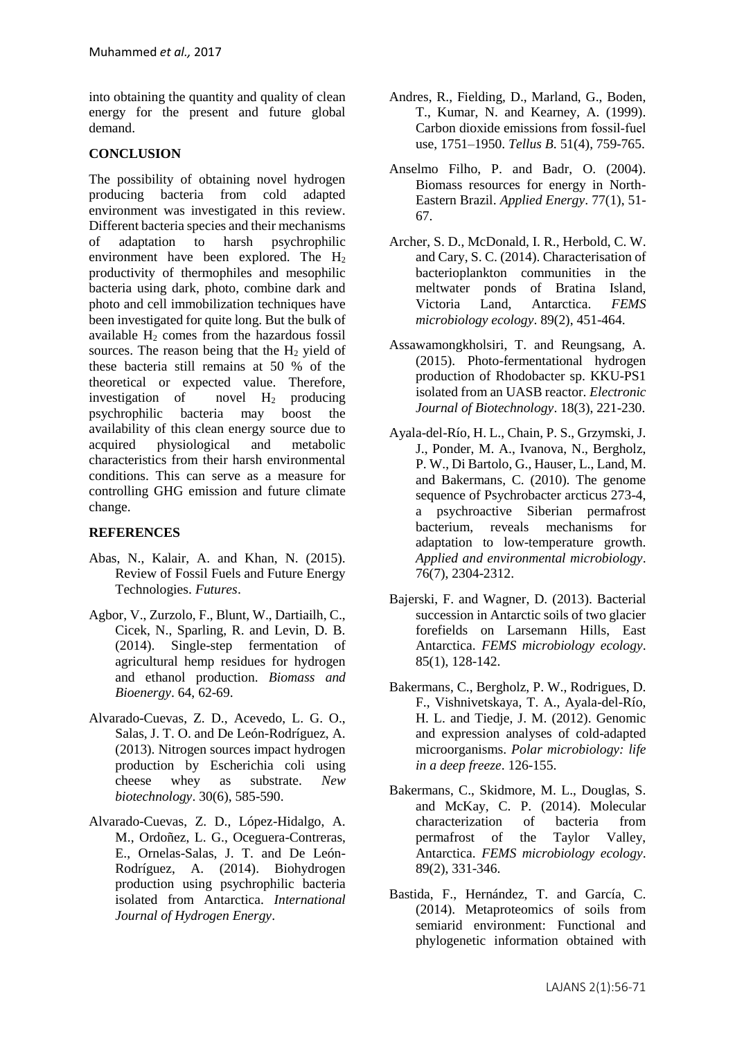into obtaining the quantity and quality of clean energy for the present and future global demand.

## CONCLUSION

The possibility of obtaining novel hydrogen producing bacteria from cold adapted environment was investigated in this review. Different bacteria species and their mechanisms of adaptation to harsh psychrophilic environment have been explored. The $H_2$ productivity of thermophiles and mesophilic bacteria using dark, photo, combine dark and photo and cell immobilization techniques have been investigated for quite long. But the bulk of available $H_2$ comes from the hazardous fossil sources. The reason being that the $H_2$ yield of these bacteria still remains at 50 % of the theoretical or expected value. Therefore, investigation of novel $H_2$ producing psychrophilic bacteria may boost the availability of this clean energy source due to acquired physiological and metabolic characteristics from their harsh environmental conditions. This can serve as a measure for controlling GHG emission and future climate change.

## REFERENCES

Abas, N., Kalair, A. and Khan, N. (2015). Review of Fossil Fuels and Future Energy Technologies. *Futures*.

Agbor, V., Zurzolo, F., Blunt, W., Dartiailh, C., Cicek, N., Sparling, R. and Levin, D. B. (2014). Single-step fermentation of agricultural hemp residues for hydrogen and ethanol production. *Biomass and Bioenergy*. 64, 62-69.

Alvarado-Cuevas, Z. D., Acevedo, L. G. O., Salas, J. T. O. and De León-Rodríguez, A. (2013). Nitrogen sources impact hydrogen production by Escherichia coli using cheese whey as substrate. *New biotechnology*. 30(6), 585-590.

Alvarado-Cuevas, Z. D., López-Hidalgo, A. M., Ordoñez, L. G., Oceguera-Contreras, E., Ornelas-Salas, J. T. and De León-Rodríguez, A. (2014). Biohydrogen production using psychrophilic bacteria isolated from Antarctica. *International Journal of Hydrogen Energy*.

Andres, R., Fielding, D., Marland, G., Boden, T., Kumar, N. and Kearney, A. (1999). Carbon dioxide emissions from fossil-fuel use, 1751–1950. *Tellus B*. 51(4), 759-765.

Anselmo Filho, P. and Badr, O. (2004). Biomass resources for energy in North-Eastern Brazil. *Applied Energy*. 77(1), 51-67.

Archer, S. D., McDonald, I. R., Herbold, C. W. and Cary, S. C. (2014). Characterisation of bacterioplankton communities in the meltwater ponds of Bratina Island, Victoria Land, Antarctica. *FEMS microbiology ecology*. 89(2), 451-464.

Assawamongkholsiri, T. and Reungsang, A. (2015). Photo-fermentational hydrogen production of Rhodobacter sp. KKU-PS1 isolated from an UASB reactor. *Electronic Journal of Biotechnology*. 18(3), 221-230.

Ayala-del-Río, H. L., Chain, P. S., Grzymski, J. J., Ponder, M. A., Ivanova, N., Bergholz, P. W., Di Bartolo, G., Hauser, L., Land, M. and Bakermans, C. (2010). The genome sequence of Psychrobacter arcticus 273-4, a psychroactive Siberian permafrost bacterium, reveals mechanisms for adaptation to low-temperature growth. *Applied and environmental microbiology*. 76(7), 2304-2312.

Bajerski, F. and Wagner, D. (2013). Bacterial succession in Antarctic soils of two glacier forefields on Larsemann Hills, East Antarctica. *FEMS microbiology ecology*. 85(1), 128-142.

Bakermans, C., Bergholz, P. W., Rodrigues, D. F., Vishnivetskaya, T. A., Ayala-del-Río, H. L. and Tiedje, J. M. (2012). Genomic and expression analyses of cold-adapted microorganisms. *Polar microbiology: life in a deep freeze*. 126-155.

Bakermans, C., Skidmore, M. L., Douglas, S. and McKay, C. P. (2014). Molecular characterization of bacteria from permafrost of the Taylor Valley, Antarctica. *FEMS microbiology ecology*. 89(2), 331-346.

Bastida, F., Hernández, T. and García, C. (2014). Metaproteomics of soils from semiarid environment: Functional and phylogenetic information obtained with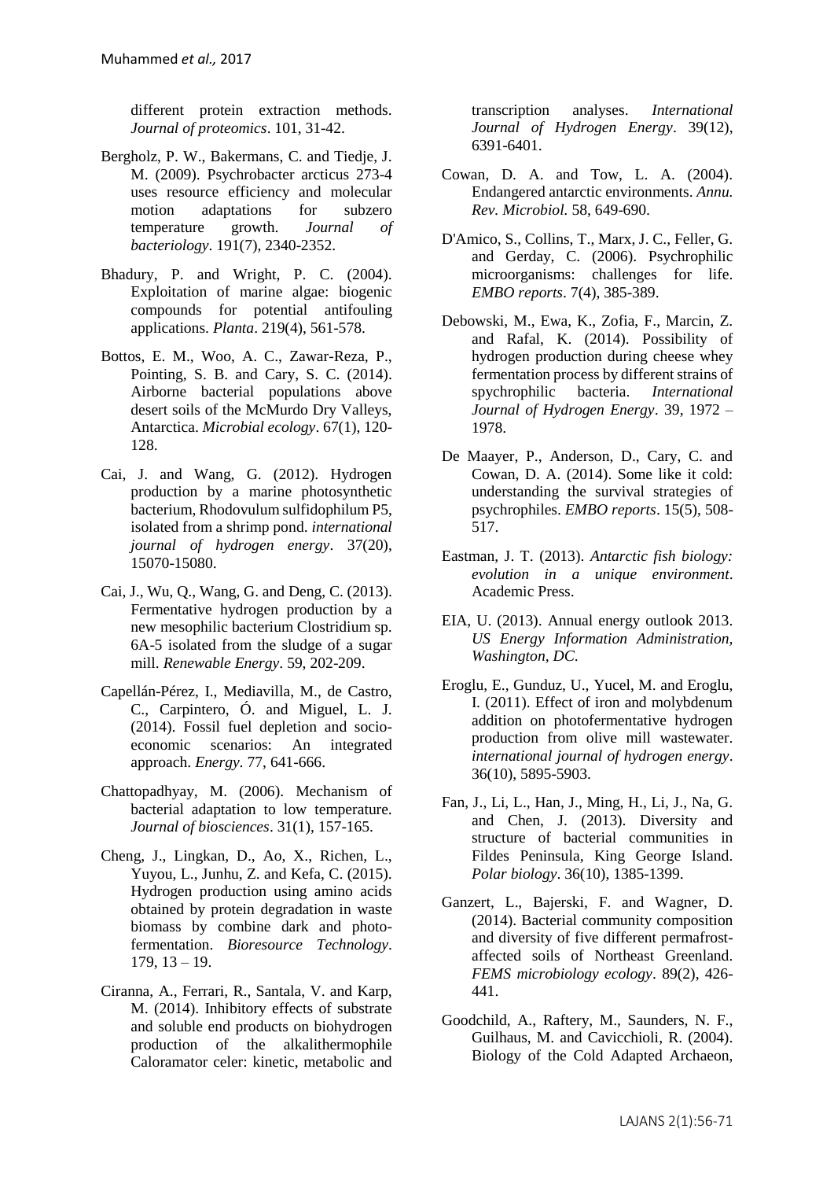different protein extraction methods. *Journal of proteomics*. 101, 31-42.

Bergholz, P. W., Bakermans, C. and Tiedje, J. M. (2009). Psychrobacter arcticus 273-4 uses resource efficiency and molecular motion adaptations for subzero temperature growth. *Journal of bacteriology*. 191(7), 2340-2352.

Bhadury, P. and Wright, P. C. (2004). Exploitation of marine algae: biogenic compounds for potential antifouling applications. *Planta*. 219(4), 561-578.

Bottos, E. M., Woo, A. C., Zawar-Reza, P., Pointing, S. B. and Cary, S. C. (2014). Airborne bacterial populations above desert soils of the McMurdo Dry Valleys, Antarctica. *Microbial ecology*. 67(1), 120-128.

Cai, J. and Wang, G. (2012). Hydrogen production by a marine photosynthetic bacterium, Rhodovulum sulfidophilum P5, isolated from a shrimp pond. *international journal of hydrogen energy*. 37(20), 15070-15080.

Cai, J., Wu, Q., Wang, G. and Deng, C. (2013). Fermentative hydrogen production by a new mesophilic bacterium Clostridium sp. 6A-5 isolated from the sludge of a sugar mill. *Renewable Energy*. 59, 202-209.

Capellán-Pérez, I., Mediavilla, M., de Castro, C., Carpintero, Ó. and Miguel, L. J. (2014). Fossil fuel depletion and socio-economic scenarios: An integrated approach. *Energy*. 77, 641-666.

Chattopadhyay, M. (2006). Mechanism of bacterial adaptation to low temperature. *Journal of biosciences*. 31(1), 157-165.

Cheng, J., Lingkan, D., Ao, X., Richen, L., Yuyou, L., Junhu, Z. and Kefa, C. (2015). Hydrogen production using amino acids obtained by protein degradation in waste biomass by combine dark and photo-fermentation. *Bioresource Technology*. 179, 13 – 19.

Ciranna, A., Ferrari, R., Santala, V. and Karp, M. (2014). Inhibitory effects of substrate and soluble end products on biohydrogen production of the alkalithermophile Caloramator celer: kinetic, metabolic and transcription analyses. *International Journal of Hydrogen Energy*. 39(12), 6391-6401.

Cowan, D. A. and Tow, L. A. (2004). Endangered antarctic environments. *Annu. Rev. Microbiol.* 58, 649-690.

D'Amico, S., Collins, T., Marx, J. C., Feller, G. and Gerday, C. (2006). Psychrophilic microorganisms: challenges for life. *EMBO reports*. 7(4), 385-389.

Debowski, M., Ewa, K., Zofia, F., Marcin, Z. and Rafal, K. (2014). Possibility of hydrogen production during cheese whey fermentation process by different strains of spychrophilic bacteria. *International Journal of Hydrogen Energy*. 39, 1972 – 1978.

De Maayer, P., Anderson, D., Cary, C. and Cowan, D. A. (2014). Some like it cold: understanding the survival strategies of psychrophiles. *EMBO reports*. 15(5), 508-517.

Eastman, J. T. (2013). *Antarctic fish biology: evolution in a unique environment*. Academic Press.

EIA, U. (2013). Annual energy outlook 2013. *US Energy Information Administration, Washington, DC.*

Eroglu, E., Gunduz, U., Yucel, M. and Eroglu, I. (2011). Effect of iron and molybdenum addition on photofermentative hydrogen production from olive mill wastewater. *international journal of hydrogen energy*. 36(10), 5895-5903.

Fan, J., Li, L., Han, J., Ming, H., Li, J., Na, G. and Chen, J. (2013). Diversity and structure of bacterial communities in Fildes Peninsula, King George Island. *Polar biology*. 36(10), 1385-1399.

Ganzert, L., Bajerski, F. and Wagner, D. (2014). Bacterial community composition and diversity of five different permafrost-affected soils of Northeast Greenland. *FEMS microbiology ecology*. 89(2), 426-441.

Goodchild, A., Raftery, M., Saunders, N. F., Guilhaus, M. and Cavicchioli, R. (2004). Biology of the Cold Adapted Archaeon,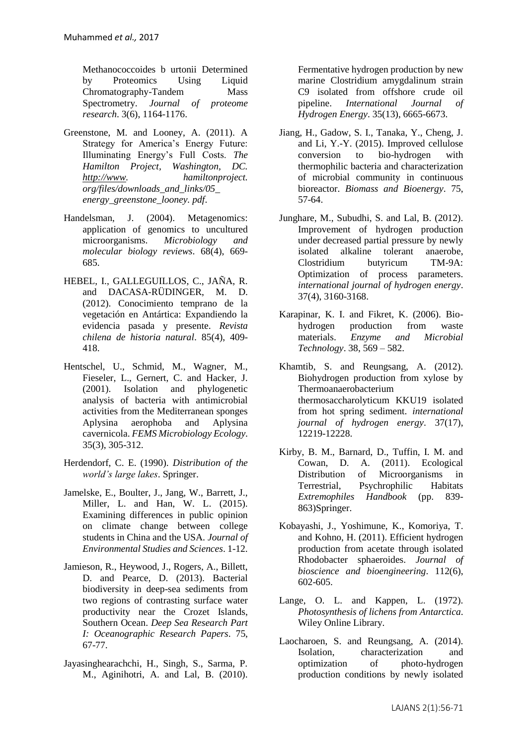Methanococcoides b urtonii Determined by Proteomics Using Liquid Chromatography-Tandem Mass Spectrometry. *Journal of proteome research*. 3(6), 1164-1176.

Greenstone, M. and Looney, A. (2011). A Strategy for America's Energy Future: Illuminating Energy's Full Costs. *The Hamilton Project, Washington, DC. http://www. hamiltonproject. org/files/downloads_and_links/05_ energy_greenstone_looney. pdf*.

Handelsman, J. (2004). Metagenomics: application of genomics to uncultured microorganisms. *Microbiology and molecular biology reviews*. 68(4), 669-685.

HEBEL, I., GALLEGUILLOS, C., JAÑA, R. and DACASA-RÜDINGER, M. D. (2012). Conocimiento temprano de la vegetación en Antártica: Expandiendo la evidencia pasada y presente. *Revista chilena de historia natural*. 85(4), 409-418.

Hentschel, U., Schmid, M., Wagner, M., Fieseler, L., Gernert, C. and Hacker, J. (2001). Isolation and phylogenetic analysis of bacteria with antimicrobial activities from the Mediterranean sponges Aplysina aerophoba and Aplysina cavernicola. *FEMS Microbiology Ecology*. 35(3), 305-312.

Herdendorf, C. E. (1990). *Distribution of the world's large lakes*. Springer.

Jamelske, E., Boulter, J., Jang, W., Barrett, J., Miller, L. and Han, W. L. (2015). Examining differences in public opinion on climate change between college students in China and the USA. *Journal of Environmental Studies and Sciences*. 1-12.

Jamieson, R., Heywood, J., Rogers, A., Billett, D. and Pearce, D. (2013). Bacterial biodiversity in deep-sea sediments from two regions of contrasting surface water productivity near the Crozet Islands, Southern Ocean. *Deep Sea Research Part I: Oceanographic Research Papers*. 75, 67-77.

Jayasinghearachchi, H., Singh, S., Sarma, P. M., Aginihotri, A. and Lal, B. (2010). Fermentative hydrogen production by new marine Clostridium amygdalinum strain C9 isolated from offshore crude oil pipeline. *International Journal of Hydrogen Energy*. 35(13), 6665-6673.

Jiang, H., Gadow, S. I., Tanaka, Y., Cheng, J. and Li, Y.-Y. (2015). Improved cellulose conversion to bio-hydrogen with thermophilic bacteria and characterization of microbial community in continuous bioreactor. *Biomass and Bioenergy*. 75, 57-64.

Junghare, M., Subudhi, S. and Lal, B. (2012). Improvement of hydrogen production under decreased partial pressure by newly isolated alkaline tolerant anaerobe, Clostridium butyricum TM-9A: Optimization of process parameters. *international journal of hydrogen energy*. 37(4), 3160-3168.

Karapinar, K. I. and Fikret, K. (2006). Bio-hydrogen production from waste materials. *Enzyme and Microbial Technology*. 38, 569 – 582.

Khamtib, S. and Reungsang, A. (2012). Biohydrogen production from xylose by Thermoanaerobacterium thermosaccharolyticum KKU19 isolated from hot spring sediment. *international journal of hydrogen energy*. 37(17), 12219-12228.

Kirby, B. M., Barnard, D., Tuffin, I. M. and Cowan, D. A. (2011). Ecological Distribution of Microorganisms in Terrestrial, Psychrophilic Habitats *Extremophiles Handbook* (pp. 839-863)Springer.

Kobayashi, J., Yoshimune, K., Komoriya, T. and Kohno, H. (2011). Efficient hydrogen production from acetate through isolated Rhodobacter sphaeroides. *Journal of bioscience and bioengineering*. 112(6), 602-605.

Lange, O. L. and Kappen, L. (1972). *Photosynthesis of lichens from Antarctica*. Wiley Online Library.

Laocharoen, S. and Reungsang, A. (2014). Isolation, characterization and optimization of photo-hydrogen production conditions by newly isolated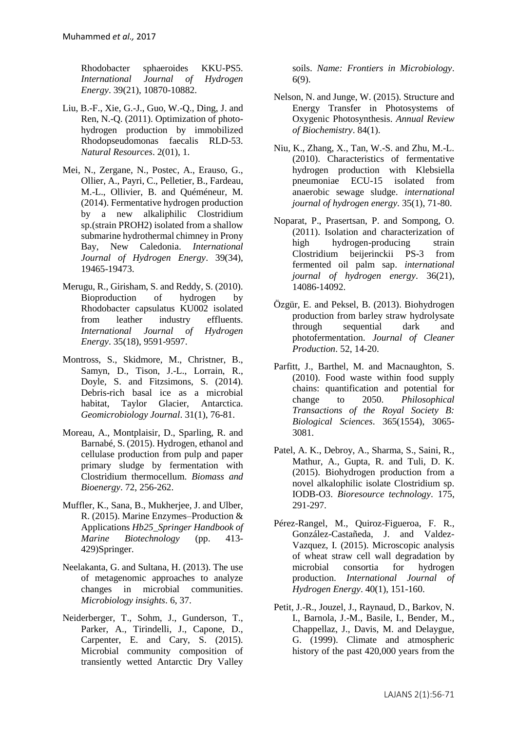Rhodobacter sphaeroides KKU-PS5. *International Journal of Hydrogen Energy*. 39(21), 10870-10882.

Liu, B.-F., Xie, G.-J., Guo, W.-Q., Ding, J. and Ren, N.-Q. (2011). Optimization of photo-hydrogen production by immobilized Rhodopseudomonas faecalis RLD-53. *Natural Resources*. 2(01), 1.

Mei, N., Zergane, N., Postec, A., Erauso, G., Ollier, A., Payri, C., Pelletier, B., Fardeau, M.-L., Ollivier, B. and Quéméneur, M. (2014). Fermentative hydrogen production by a new alkaliphilic Clostridium sp.(strain PROH2) isolated from a shallow submarine hydrothermal chimney in Prony Bay, New Caledonia. *International Journal of Hydrogen Energy*. 39(34), 19465-19473.

Merugu, R., Girisham, S. and Reddy, S. (2010). Bioproduction of hydrogen by Rhodobacter capsulatus KU002 isolated from leather industry effluents. *International Journal of Hydrogen Energy*. 35(18), 9591-9597.

Montross, S., Skidmore, M., Christner, B., Samyn, D., Tison, J.-L., Lorrain, R., Doyle, S. and Fitzsimons, S. (2014). Debris-rich basal ice as a microbial habitat, Taylor Glacier, Antarctica. *Geomicrobiology Journal*. 31(1), 76-81.

Moreau, A., Montplaisir, D., Sparling, R. and Barnabé, S. (2015). Hydrogen, ethanol and cellulase production from pulp and paper primary sludge by fermentation with Clostridium thermocellum. *Biomass and Bioenergy*. 72, 256-262.

Muffler, K., Sana, B., Mukherjee, J. and Ulber, R. (2015). Marine Enzymes–Production & Applications *Hb25_Springer Handbook of Marine Biotechnology* (pp. 413-429)Springer.

Neelakanta, G. and Sultana, H. (2013). The use of metagenomic approaches to analyze changes in microbial communities. *Microbiology insights*. 6, 37.

Neiderberger, T., Sohm, J., Gunderson, T., Parker, A., Tirindelli, J., Capone, D., Carpenter, E. and Cary, S. (2015). Microbial community composition of transiently wetted Antarctic Dry Valley soils. *Name: Frontiers in Microbiology*. 6(9).

Nelson, N. and Junge, W. (2015). Structure and Energy Transfer in Photosystems of Oxygenic Photosynthesis. *Annual Review of Biochemistry*. 84(1).

Niu, K., Zhang, X., Tan, W.-S. and Zhu, M.-L. (2010). Characteristics of fermentative hydrogen production with Klebsiella pneumoniae ECU-15 isolated from anaerobic sewage sludge. *international journal of hydrogen energy*. 35(1), 71-80.

Noparat, P., Prasertsan, P. and Sompong, O. (2011). Isolation and characterization of high hydrogen-producing strain Clostridium beijerinckii PS-3 from fermented oil palm sap. *international journal of hydrogen energy*. 36(21), 14086-14092.

Özgür, E. and Peksel, B. (2013). Biohydrogen production from barley straw hydrolysate through sequential dark and photofermentation. *Journal of Cleaner Production*. 52, 14-20.

Parfitt, J., Barthel, M. and Macnaughton, S. (2010). Food waste within food supply chains: quantification and potential for change to 2050. *Philosophical Transactions of the Royal Society B: Biological Sciences*. 365(1554), 3065-3081.

Patel, A. K., Debroy, A., Sharma, S., Saini, R., Mathur, A., Gupta, R. and Tuli, D. K. (2015). Biohydrogen production from a novel alkalophilic isolate Clostridium sp. IODB-O3. *Bioresource technology*. 175, 291-297.

Pérez-Rangel, M., Quiroz-Figueroa, F. R., González-Castañeda, J. and Valdez-Vazquez, I. (2015). Microscopic analysis of wheat straw cell wall degradation by microbial consortia for hydrogen production. *International Journal of Hydrogen Energy*. 40(1), 151-160.

Petit, J.-R., Jouzel, J., Raynaud, D., Barkov, N. I., Barnola, J.-M., Basile, I., Bender, M., Chappellaz, J., Davis, M. and Delaygue, G. (1999). Climate and atmospheric history of the past 420,000 years from the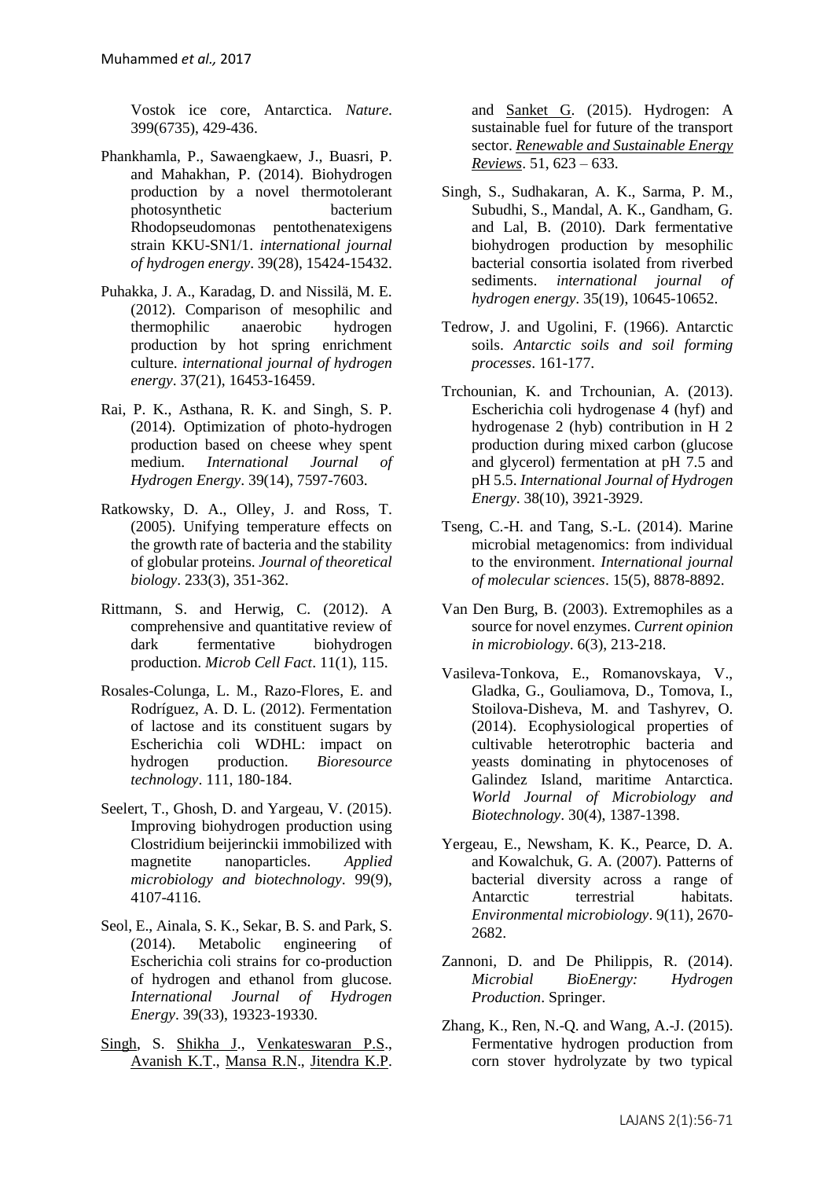Vostok ice core, Antarctica. *Nature*. 399(6735), 429-436.

Phankhamla, P., Sawaengkaew, J., Buasri, P. and Mahakhan, P. (2014). Biohydrogen production by a novel thermotolerant photosynthetic bacterium Rhodopseudomonas pentothenatexigens strain KKU-SN1/1. *international journal of hydrogen energy*. 39(28), 15424-15432.

Puhakka, J. A., Karadag, D. and Nissilä, M. E. (2012). Comparison of mesophilic and thermophilic anaerobic hydrogen production by hot spring enrichment culture. *international journal of hydrogen energy*. 37(21), 16453-16459.

Rai, P. K., Asthana, R. K. and Singh, S. P. (2014). Optimization of photo-hydrogen production based on cheese whey spent medium. *International Journal of Hydrogen Energy*. 39(14), 7597-7603.

Ratkowsky, D. A., Olley, J. and Ross, T. (2005). Unifying temperature effects on the growth rate of bacteria and the stability of globular proteins. *Journal of theoretical biology*. 233(3), 351-362.

Rittmann, S. and Herwig, C. (2012). A comprehensive and quantitative review of dark fermentative biohydrogen production. *Microb Cell Fact*. 11(1), 115.

Rosales-Colunga, L. M., Razo-Flores, E. and Rodríguez, A. D. L. (2012). Fermentation of lactose and its constituent sugars by Escherichia coli WDHL: impact on hydrogen production. *Bioresource technology*. 111, 180-184.

Seelert, T., Ghosh, D. and Yargeau, V. (2015). Improving biohydrogen production using Clostridium beijerinckii immobilized with magnetite nanoparticles. *Applied microbiology and biotechnology*. 99(9), 4107-4116.

Seol, E., Ainala, S. K., Sekar, B. S. and Park, S. (2014). Metabolic engineering of Escherichia coli strains for co-production of hydrogen and ethanol from glucose. *International Journal of Hydrogen Energy*. 39(33), 19323-19330.

Singh, S. Shikha J., Venkateswaran P.S., Avanish K.T., Mansa R.N., Jitendra K.P. and Sanket G. (2015). Hydrogen: A sustainable fuel for future of the transport sector. *Renewable and Sustainable Energy Reviews*. 51, 623 – 633.

Singh, S., Sudhakaran, A. K., Sarma, P. M., Subudhi, S., Mandal, A. K., Gandham, G. and Lal, B. (2010). Dark fermentative biohydrogen production by mesophilic bacterial consortia isolated from riverbed sediments. *international journal of hydrogen energy*. 35(19), 10645-10652.

Tedrow, J. and Ugolini, F. (1966). Antarctic soils. *Antarctic soils and soil forming processes*. 161-177.

Trchounian, K. and Trchounian, A. (2013). Escherichia coli hydrogenase 4 (hyf) and hydrogenase 2 (hyb) contribution in H 2 production during mixed carbon (glucose and glycerol) fermentation at pH 7.5 and pH 5.5. *International Journal of Hydrogen Energy*. 38(10), 3921-3929.

Tseng, C.-H. and Tang, S.-L. (2014). Marine microbial metagenomics: from individual to the environment. *International journal of molecular sciences*. 15(5), 8878-8892.

Van Den Burg, B. (2003). Extremophiles as a source for novel enzymes. *Current opinion in microbiology*. 6(3), 213-218.

Vasileva-Tonkova, E., Romanovskaya, V., Gladka, G., Gouliamova, D., Tomova, I., Stoilova-Disheva, M. and Tashyrev, O. (2014). Ecophysiological properties of cultivable heterotrophic bacteria and yeasts dominating in phytocenoses of Galindez Island, maritime Antarctica. *World Journal of Microbiology and Biotechnology*. 30(4), 1387-1398.

Yergeau, E., Newsham, K. K., Pearce, D. A. and Kowalchuk, G. A. (2007). Patterns of bacterial diversity across a range of Antarctic terrestrial habitats. *Environmental microbiology*. 9(11), 2670-2682.

Zannoni, D. and De Philippis, R. (2014). *Microbial BioEnergy: Hydrogen Production*. Springer.

Zhang, K., Ren, N.-Q. and Wang, A.-J. (2015). Fermentative hydrogen production from corn stover hydrolyzate by two typical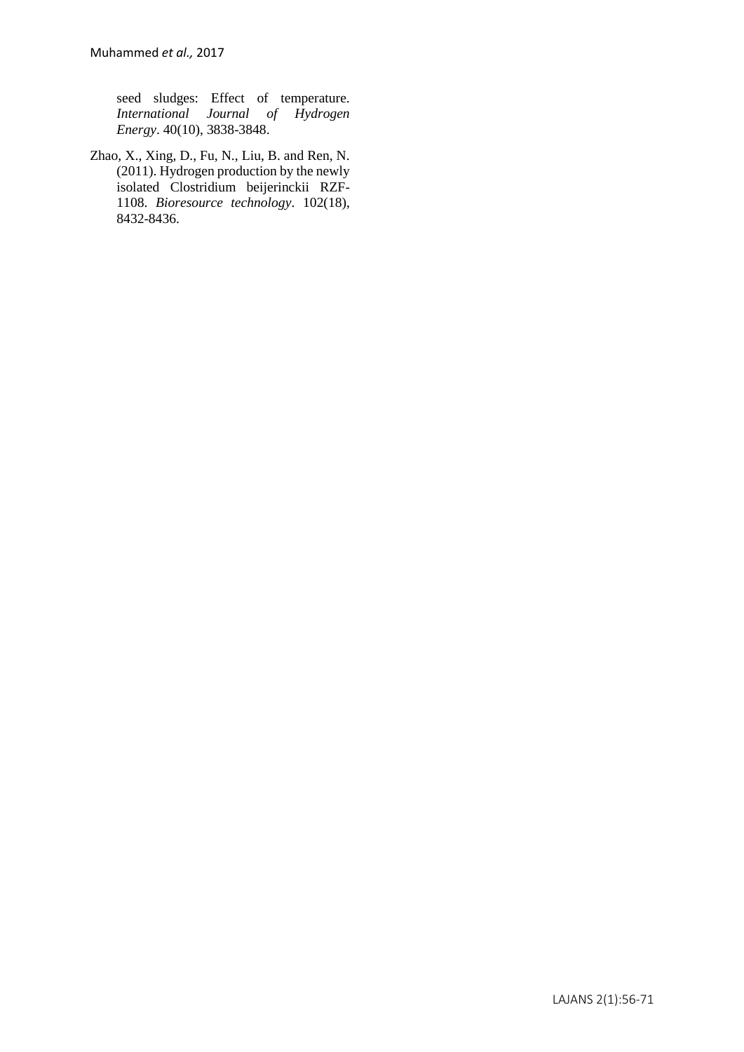seed sludges: Effect of temperature. *International Journal of Hydrogen Energy*. 40(10), 3838-3848.

Zhao, X., Xing, D., Fu, N., Liu, B. and Ren, N. (2011). Hydrogen production by the newly isolated Clostridium beijerinckii RZF-1108. *Bioresource technology*. 102(18), 8432-8436.